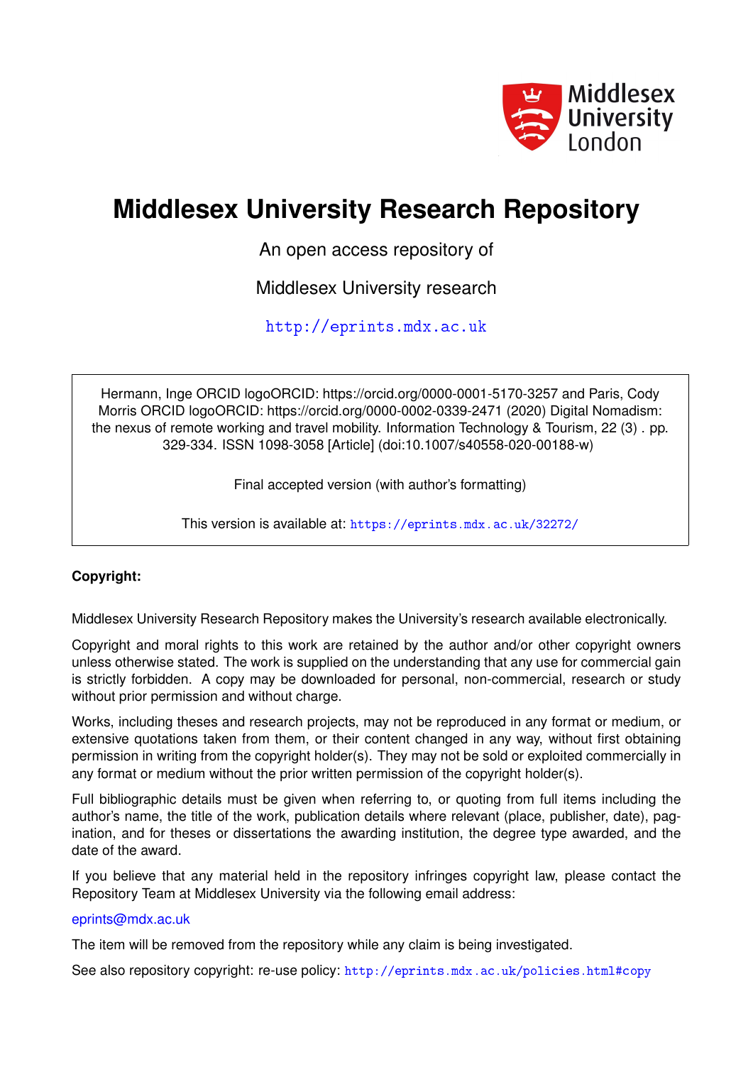Middlesex University London

# Middlesex University Research Repository

An open access repository of

Middlesex University research

http://eprints.mdx.ac.uk

Hermann, Inge ORCID logoORCID: https://orcid.org/0000-0001-5170-3257 and Paris, Cody Morris ORCID logoORCID: https://orcid.org/0000-0002-0339-2471 (2020) Digital Nomadism: the nexus of remote working and travel mobility. Information Technology & Tourism, 22 (3) . pp. 329-334. ISSN 1098-3058 [Article] (doi:10.1007/s40558-020-00188-w)

Final accepted version (with author's formatting)

This version is available at: https://eprints.mdx.ac.uk/32272/

**Copyright:**

Middlesex University Research Repository makes the University's research available electronically.

Copyright and moral rights to this work are retained by the author and/or other copyright owners unless otherwise stated. The work is supplied on the understanding that any use for commercial gain is strictly forbidden. A copy may be downloaded for personal, non-commercial, research or study without prior permission and without charge.

Works, including theses and research projects, may not be reproduced in any format or medium, or extensive quotations taken from them, or their content changed in any way, without first obtaining permission in writing from the copyright holder(s). They may not be sold or exploited commercially in any format or medium without the prior written permission of the copyright holder(s).

Full bibliographic details must be given when referring to, or quoting from full items including the author's name, the title of the work, publication details where relevant (place, publisher, date), pagination, and for theses or dissertations the awarding institution, the degree type awarded, and the date of the award.

If you believe that any material held in the repository infringes copyright law, please contact the Repository Team at Middlesex University via the following email address:

eprints@mdx.ac.uk

The item will be removed from the repository while any claim is being investigated.

See also repository copyright: re-use policy: http://eprints.mdx.ac.uk/policies.html#copy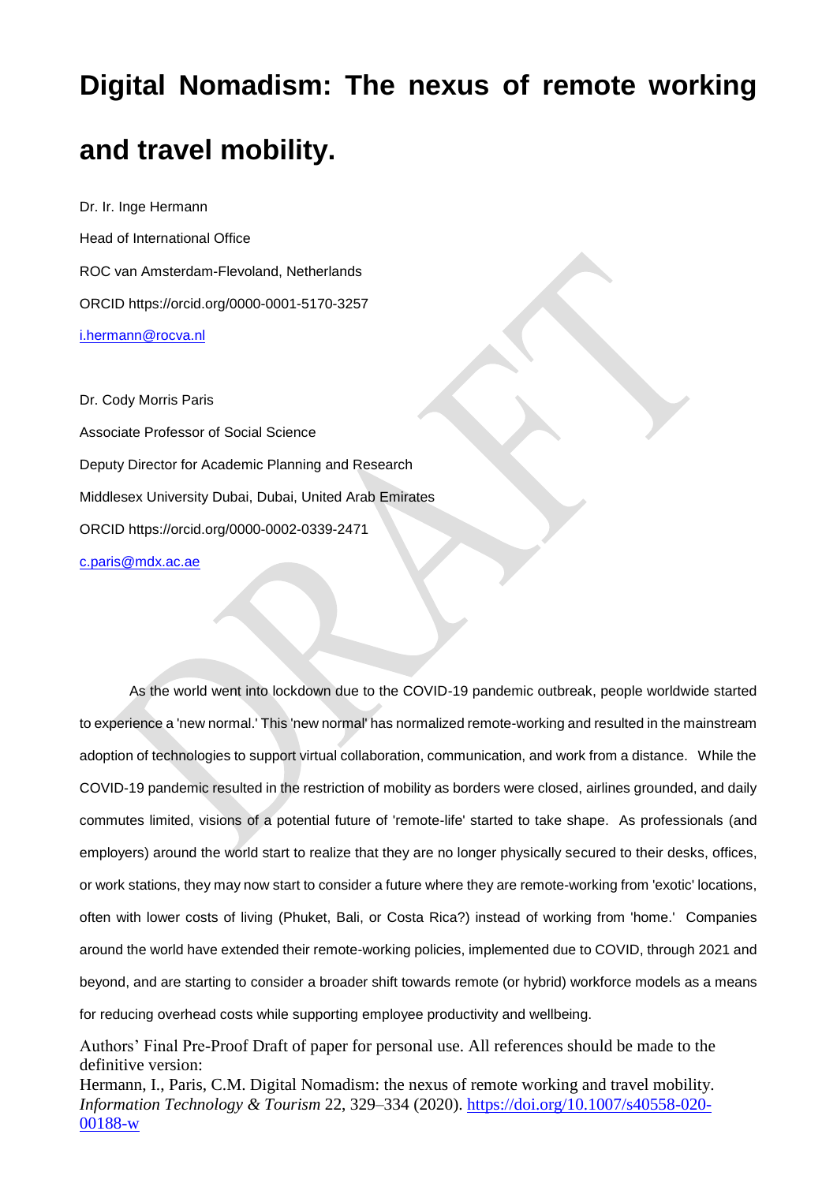# Digital Nomadism: The nexus of remote working and travel mobility.

Dr. Ir. Inge Hermann

Head of International Office

ROC van Amsterdam-Flevoland, Netherlands

ORCID https://orcid.org/0000-0001-5170-3257

i.hermann@rocva.nl

Dr. Cody Morris Paris

Associate Professor of Social Science

Deputy Director for Academic Planning and Research

Middlesex University Dubai, Dubai, United Arab Emirates

ORCID https://orcid.org/0000-0002-0339-2471

c.paris@mdx.ac.ae

As the world went into lockdown due to the COVID-19 pandemic outbreak, people worldwide started to experience a 'new normal.' This 'new normal' has normalized remote-working and resulted in the mainstream adoption of technologies to support virtual collaboration, communication, and work from a distance. While the COVID-19 pandemic resulted in the restriction of mobility as borders were closed, airlines grounded, and daily commutes limited, visions of a potential future of 'remote-life' started to take shape. As professionals (and employers) around the world start to realize that they are no longer physically secured to their desks, offices, or work stations, they may now start to consider a future where they are remote-working from 'exotic' locations, often with lower costs of living (Phuket, Bali, or Costa Rica?) instead of working from 'home.' Companies around the world have extended their remote-working policies, implemented due to COVID, through 2021 and beyond, and are starting to consider a broader shift towards remote (or hybrid) workforce models as a means for reducing overhead costs while supporting employee productivity and wellbeing.

Authors' Final Pre-Proof Draft of paper for personal use. All references should be made to the definitive version:

Hermann, I., Paris, C.M. Digital Nomadism: the nexus of remote working and travel mobility. *Information Technology & Tourism* 22, 329–334 (2020). https://doi.org/10.1007/s40558-020-00188-w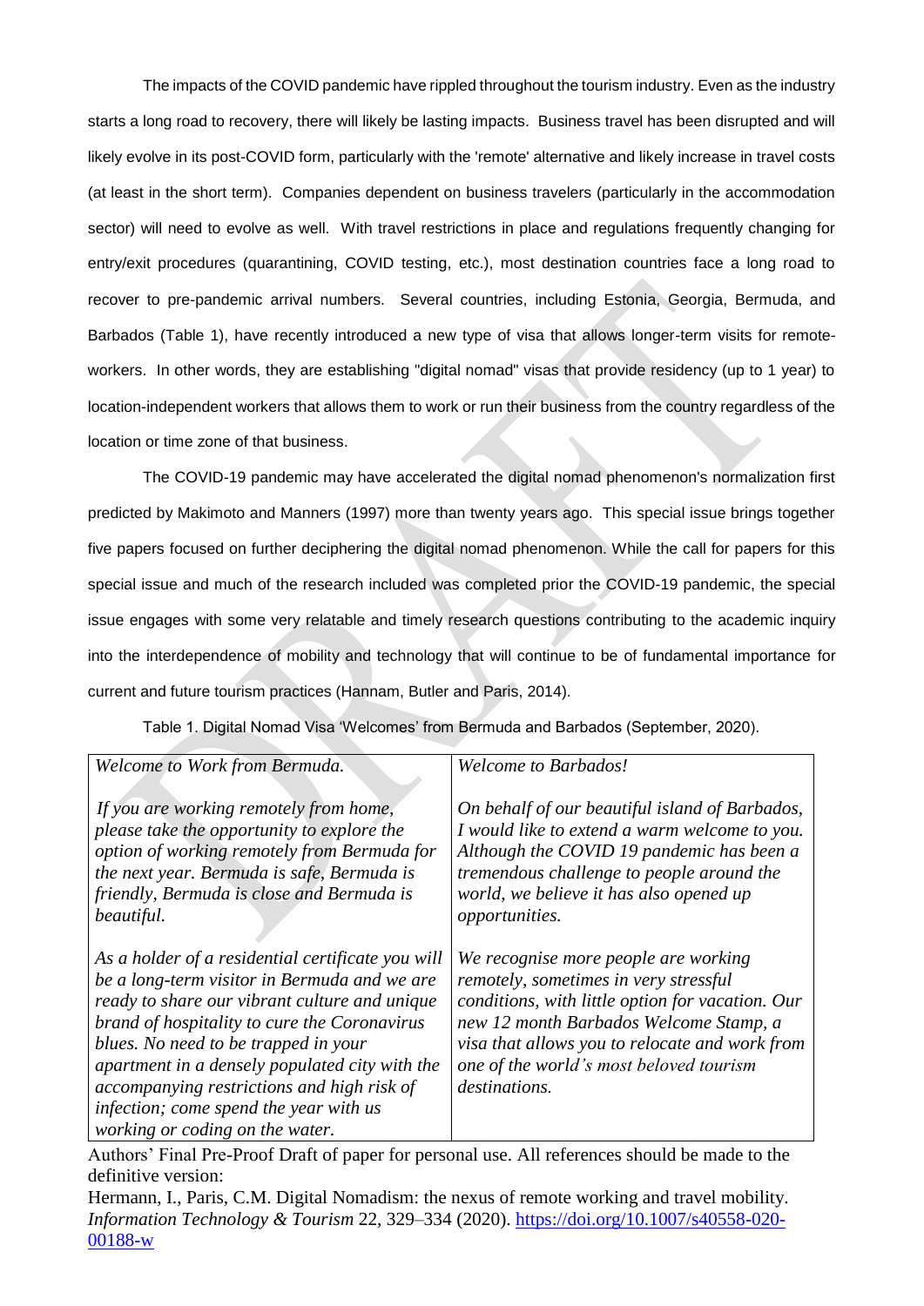The impacts of the COVID pandemic have rippled throughout the tourism industry. Even as the industry starts a long road to recovery, there will likely be lasting impacts. Business travel has been disrupted and will likely evolve in its post-COVID form, particularly with the 'remote' alternative and likely increase in travel costs (at least in the short term). Companies dependent on business travelers (particularly in the accommodation sector) will need to evolve as well. With travel restrictions in place and regulations frequently changing for entry/exit procedures (quarantining, COVID testing, etc.), most destination countries face a long road to recover to pre-pandemic arrival numbers. Several countries, including Estonia, Georgia, Bermuda, and Barbados (Table 1), have recently introduced a new type of visa that allows longer-term visits for remote-workers. In other words, they are establishing "digital nomad" visas that provide residency (up to 1 year) to location-independent workers that allows them to work or run their business from the country regardless of the location or time zone of that business.

The COVID-19 pandemic may have accelerated the digital nomad phenomenon's normalization first predicted by Makimoto and Manners (1997) more than twenty years ago. This special issue brings together five papers focused on further deciphering the digital nomad phenomenon. While the call for papers for this special issue and much of the research included was completed prior the COVID-19 pandemic, the special issue engages with some very relatable and timely research questions contributing to the academic inquiry into the interdependence of mobility and technology that will continue to be of fundamental importance for current and future tourism practices (Hannam, Butler and Paris, 2014).

Table 1. Digital Nomad Visa 'Welcomes' from Bermuda and Barbados (September, 2020).

| *Welcome to Work from Bermuda.* | *Welcome to Barbados!* |
|---|---|
| *If you are working remotely from home, please take the opportunity to explore the option of working remotely from Bermuda for the next year. Bermuda is safe, Bermuda is friendly, Bermuda is close and Bermuda is beautiful.* | *On behalf of our beautiful island of Barbados, I would like to extend a warm welcome to you. Although the COVID 19 pandemic has been a tremendous challenge to people around the world, we believe it has also opened up opportunities.* |
| *As a holder of a residential certificate you will be a long-term visitor in Bermuda and we are ready to share our vibrant culture and unique brand of hospitality to cure the Coronavirus blues. No need to be trapped in your apartment in a densely populated city with the accompanying restrictions and high risk of infection; come spend the year with us working or coding on the water.* | *We recognise more people are working remotely, sometimes in very stressful conditions, with little option for vacation. Our new 12 month Barbados Welcome Stamp, a visa that allows you to relocate and work from one of the world's most beloved tourism destinations.* |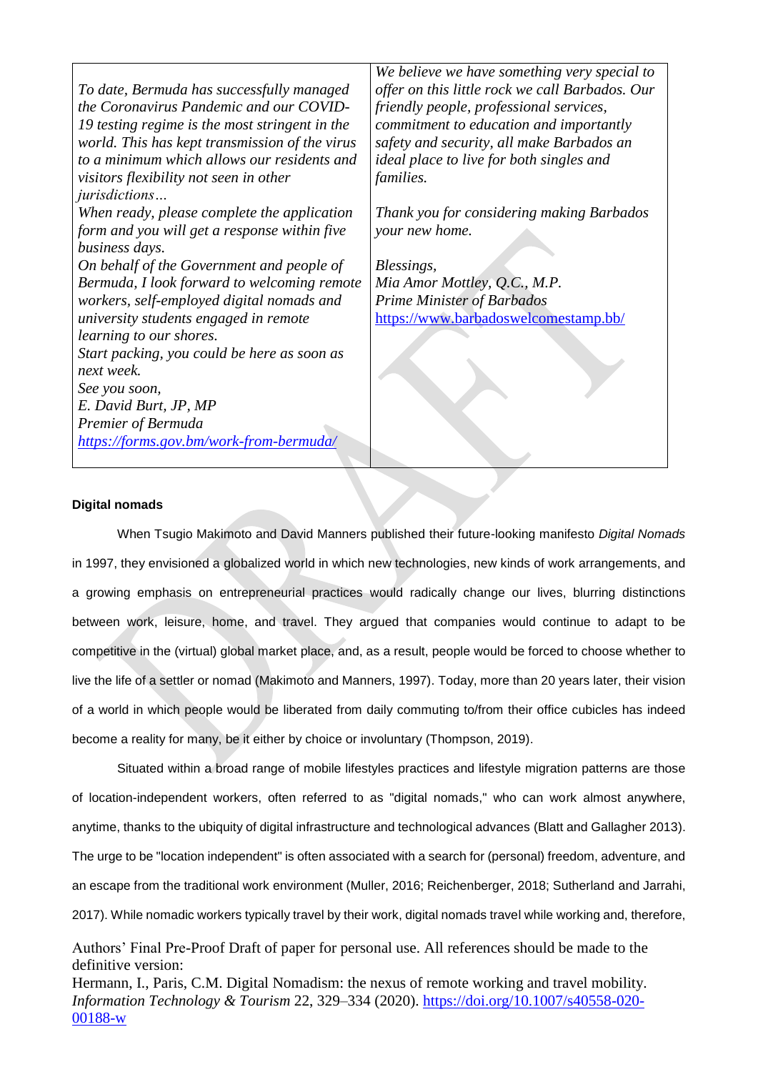| *To date, Bermuda has successfully managed the Coronavirus Pandemic and our COVID-19 testing regime is the most stringent in the world. This has kept transmission of the virus to a minimum which allows our residents and visitors flexibility not seen in other jurisdictions… When ready, please complete the application form and you will get a response within five business days. On behalf of the Government and people of Bermuda, I look forward to welcoming remote workers, self-employed digital nomads and university students engaged in remote learning to our shores. Start packing, you could be here as soon as next week. See you soon, E. David Burt, JP, MP Premier of Bermuda* *https://forms.gov.bm/work-from-bermuda/* | *We believe we have something very special to offer on this little rock we call Barbados. Our friendly people, professional services, commitment to education and importantly safety and security, all make Barbados an ideal place to live for both singles and families. Thank you for considering making Barbados your new home. Blessings, Mia Amor Mottley, Q.C., M.P. Prime Minister of Barbados* https://www.barbadoswelcomestamp.bb/ |
|---|---|

**Digital nomads**

When Tsugio Makimoto and David Manners published their future-looking manifesto *Digital Nomads* in 1997, they envisioned a globalized world in which new technologies, new kinds of work arrangements, and a growing emphasis on entrepreneurial practices would radically change our lives, blurring distinctions between work, leisure, home, and travel. They argued that companies would continue to adapt to be competitive in the (virtual) global market place, and, as a result, people would be forced to choose whether to live the life of a settler or nomad (Makimoto and Manners, 1997). Today, more than 20 years later, their vision of a world in which people would be liberated from daily commuting to/from their office cubicles has indeed become a reality for many, be it either by choice or involuntary (Thompson, 2019).

Situated within a broad range of mobile lifestyles practices and lifestyle migration patterns are those of location-independent workers, often referred to as "digital nomads," who can work almost anywhere, anytime, thanks to the ubiquity of digital infrastructure and technological advances (Blatt and Gallagher 2013). The urge to be "location independent" is often associated with a search for (personal) freedom, adventure, and an escape from the traditional work environment (Muller, 2016; Reichenberger, 2018; Sutherland and Jarrahi, 2017). While nomadic workers typically travel by their work, digital nomads travel while working and, therefore,

Authors' Final Pre-Proof Draft of paper for personal use. All references should be made to the definitive version:
Hermann, I., Paris, C.M. Digital Nomadism: the nexus of remote working and travel mobility. *Information Technology & Tourism* 22, 329–334 (2020). https://doi.org/10.1007/s40558-020-00188-w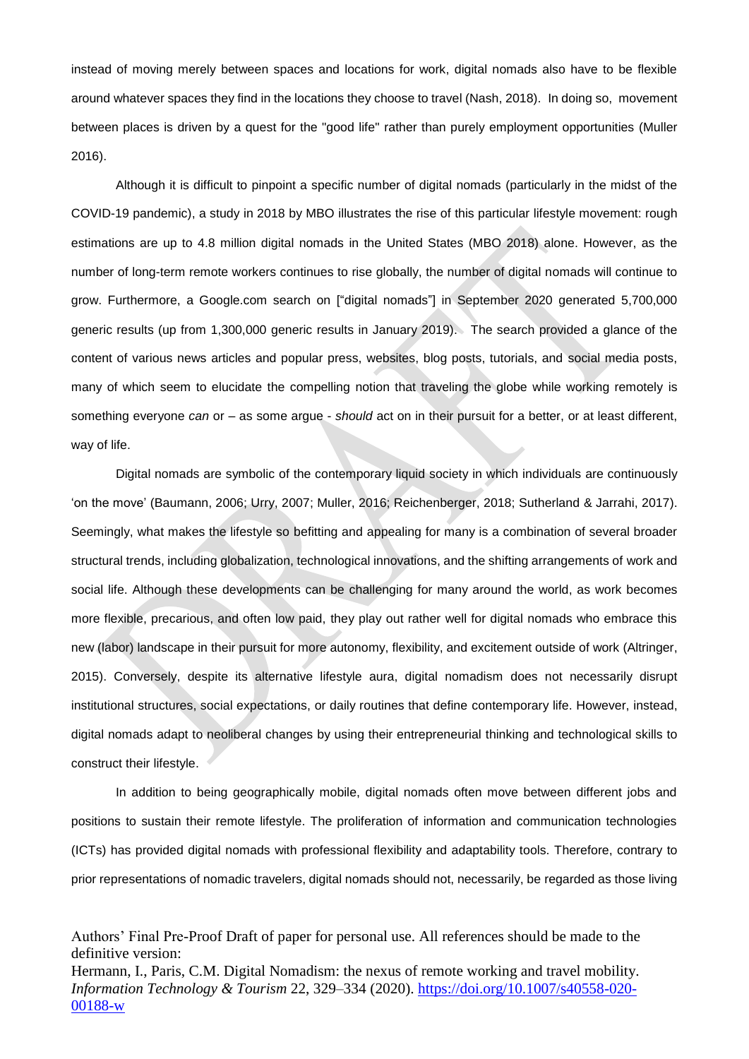instead of moving merely between spaces and locations for work, digital nomads also have to be flexible around whatever spaces they find in the locations they choose to travel (Nash, 2018). In doing so, movement between places is driven by a quest for the "good life" rather than purely employment opportunities (Muller 2016).

Although it is difficult to pinpoint a specific number of digital nomads (particularly in the midst of the COVID-19 pandemic), a study in 2018 by MBO illustrates the rise of this particular lifestyle movement: rough estimations are up to 4.8 million digital nomads in the United States (MBO 2018) alone. However, as the number of long-term remote workers continues to rise globally, the number of digital nomads will continue to grow. Furthermore, a Google.com search on ["digital nomads"] in September 2020 generated 5,700,000 generic results (up from 1,300,000 generic results in January 2019). The search provided a glance of the content of various news articles and popular press, websites, blog posts, tutorials, and social media posts, many of which seem to elucidate the compelling notion that traveling the globe while working remotely is something everyone *can* or – as some argue - *should* act on in their pursuit for a better, or at least different, way of life.

Digital nomads are symbolic of the contemporary liquid society in which individuals are continuously 'on the move' (Baumann, 2006; Urry, 2007; Muller, 2016; Reichenberger, 2018; Sutherland & Jarrahi, 2017). Seemingly, what makes the lifestyle so befitting and appealing for many is a combination of several broader structural trends, including globalization, technological innovations, and the shifting arrangements of work and social life. Although these developments can be challenging for many around the world, as work becomes more flexible, precarious, and often low paid, they play out rather well for digital nomads who embrace this new (labor) landscape in their pursuit for more autonomy, flexibility, and excitement outside of work (Altringer, 2015). Conversely, despite its alternative lifestyle aura, digital nomadism does not necessarily disrupt institutional structures, social expectations, or daily routines that define contemporary life. However, instead, digital nomads adapt to neoliberal changes by using their entrepreneurial thinking and technological skills to construct their lifestyle.

In addition to being geographically mobile, digital nomads often move between different jobs and positions to sustain their remote lifestyle. The proliferation of information and communication technologies (ICTs) has provided digital nomads with professional flexibility and adaptability tools. Therefore, contrary to prior representations of nomadic travelers, digital nomads should not, necessarily, be regarded as those living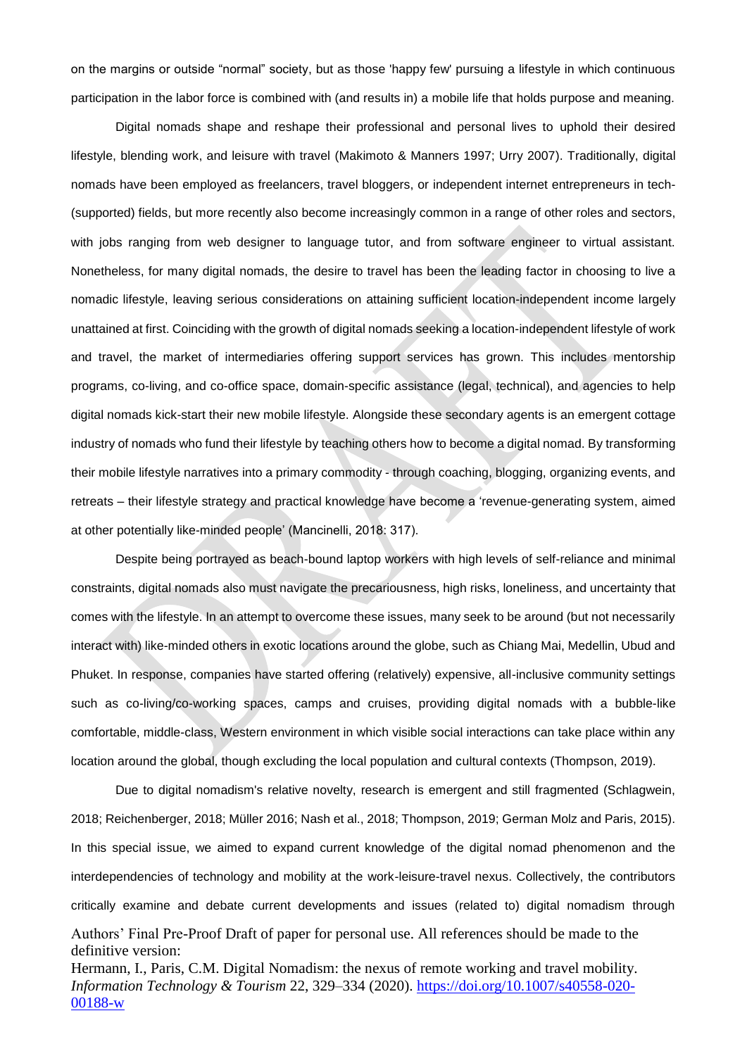on the margins or outside "normal" society, but as those 'happy few' pursuing a lifestyle in which continuous participation in the labor force is combined with (and results in) a mobile life that holds purpose and meaning.

Digital nomads shape and reshape their professional and personal lives to uphold their desired lifestyle, blending work, and leisure with travel (Makimoto & Manners 1997; Urry 2007). Traditionally, digital nomads have been employed as freelancers, travel bloggers, or independent internet entrepreneurs in tech-(supported) fields, but more recently also become increasingly common in a range of other roles and sectors, with jobs ranging from web designer to language tutor, and from software engineer to virtual assistant. Nonetheless, for many digital nomads, the desire to travel has been the leading factor in choosing to live a nomadic lifestyle, leaving serious considerations on attaining sufficient location-independent income largely unattained at first. Coinciding with the growth of digital nomads seeking a location-independent lifestyle of work and travel, the market of intermediaries offering support services has grown. This includes mentorship programs, co-living, and co-office space, domain-specific assistance (legal, technical), and agencies to help digital nomads kick-start their new mobile lifestyle. Alongside these secondary agents is an emergent cottage industry of nomads who fund their lifestyle by teaching others how to become a digital nomad. By transforming their mobile lifestyle narratives into a primary commodity - through coaching, blogging, organizing events, and retreats – their lifestyle strategy and practical knowledge have become a 'revenue-generating system, aimed at other potentially like-minded people' (Mancinelli, 2018: 317).

Despite being portrayed as beach-bound laptop workers with high levels of self-reliance and minimal constraints, digital nomads also must navigate the precariousness, high risks, loneliness, and uncertainty that comes with the lifestyle. In an attempt to overcome these issues, many seek to be around (but not necessarily interact with) like-minded others in exotic locations around the globe, such as Chiang Mai, Medellin, Ubud and Phuket. In response, companies have started offering (relatively) expensive, all-inclusive community settings such as co-living/co-working spaces, camps and cruises, providing digital nomads with a bubble-like comfortable, middle-class, Western environment in which visible social interactions can take place within any location around the global, though excluding the local population and cultural contexts (Thompson, 2019).

Due to digital nomadism's relative novelty, research is emergent and still fragmented (Schlagwein, 2018; Reichenberger, 2018; Müller 2016; Nash et al., 2018; Thompson, 2019; German Molz and Paris, 2015). In this special issue, we aimed to expand current knowledge of the digital nomad phenomenon and the interdependencies of technology and mobility at the work-leisure-travel nexus. Collectively, the contributors critically examine and debate current developments and issues (related to) digital nomadism through

Authors' Final Pre-Proof Draft of paper for personal use. All references should be made to the definitive version:
Hermann, I., Paris, C.M. Digital Nomadism: the nexus of remote working and travel mobility. *Information Technology & Tourism* 22, 329–334 (2020). https://doi.org/10.1007/s40558-020-00188-w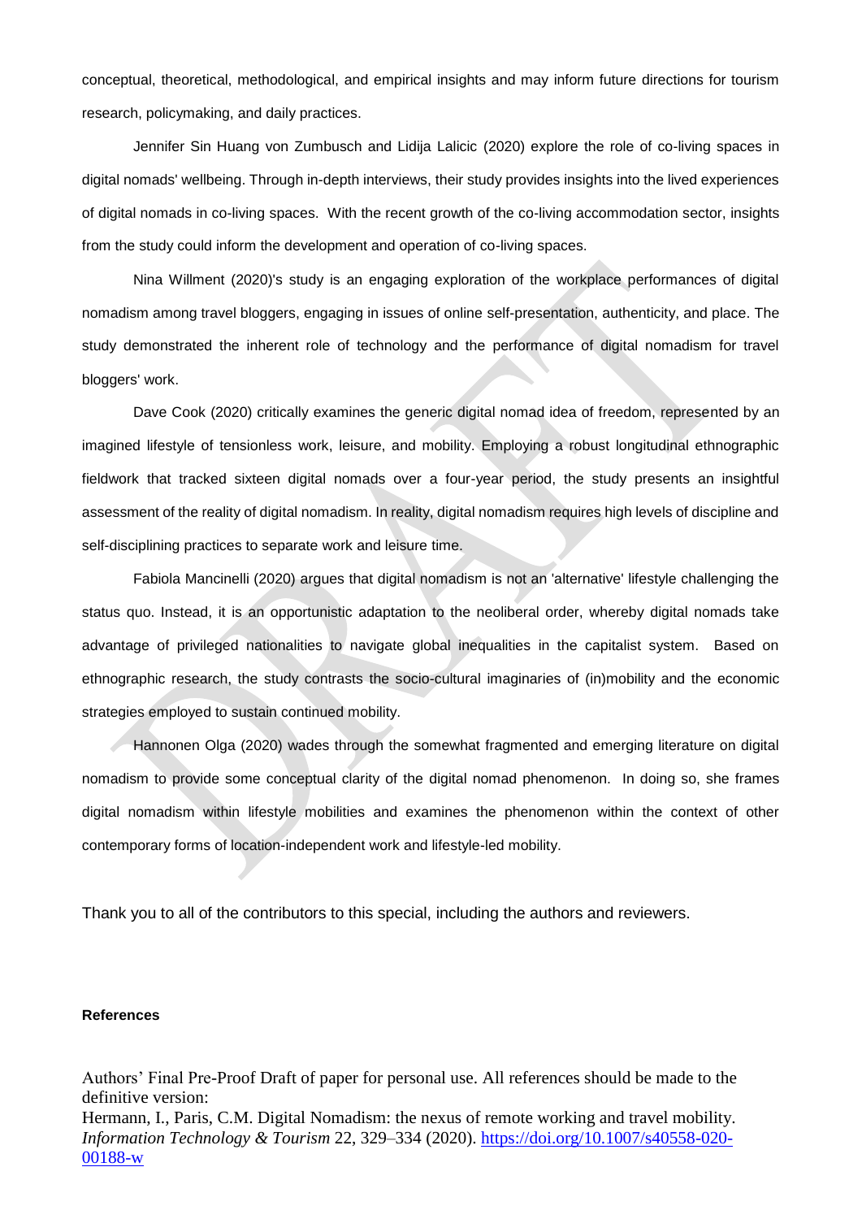conceptual, theoretical, methodological, and empirical insights and may inform future directions for tourism research, policymaking, and daily practices.

Jennifer Sin Huang von Zumbusch and Lidija Lalicic (2020) explore the role of co-living spaces in digital nomads' wellbeing. Through in-depth interviews, their study provides insights into the lived experiences of digital nomads in co-living spaces. With the recent growth of the co-living accommodation sector, insights from the study could inform the development and operation of co-living spaces.

Nina Willment (2020)'s study is an engaging exploration of the workplace performances of digital nomadism among travel bloggers, engaging in issues of online self-presentation, authenticity, and place. The study demonstrated the inherent role of technology and the performance of digital nomadism for travel bloggers' work.

Dave Cook (2020) critically examines the generic digital nomad idea of freedom, represented by an imagined lifestyle of tensionless work, leisure, and mobility. Employing a robust longitudinal ethnographic fieldwork that tracked sixteen digital nomads over a four-year period, the study presents an insightful assessment of the reality of digital nomadism. In reality, digital nomadism requires high levels of discipline and self-disciplining practices to separate work and leisure time.

Fabiola Mancinelli (2020) argues that digital nomadism is not an 'alternative' lifestyle challenging the status quo. Instead, it is an opportunistic adaptation to the neoliberal order, whereby digital nomads take advantage of privileged nationalities to navigate global inequalities in the capitalist system. Based on ethnographic research, the study contrasts the socio-cultural imaginaries of (in)mobility and the economic strategies employed to sustain continued mobility.

Hannonen Olga (2020) wades through the somewhat fragmented and emerging literature on digital nomadism to provide some conceptual clarity of the digital nomad phenomenon. In doing so, she frames digital nomadism within lifestyle mobilities and examines the phenomenon within the context of other contemporary forms of location-independent work and lifestyle-led mobility.

Thank you to all of the contributors to this special, including the authors and reviewers.

**References**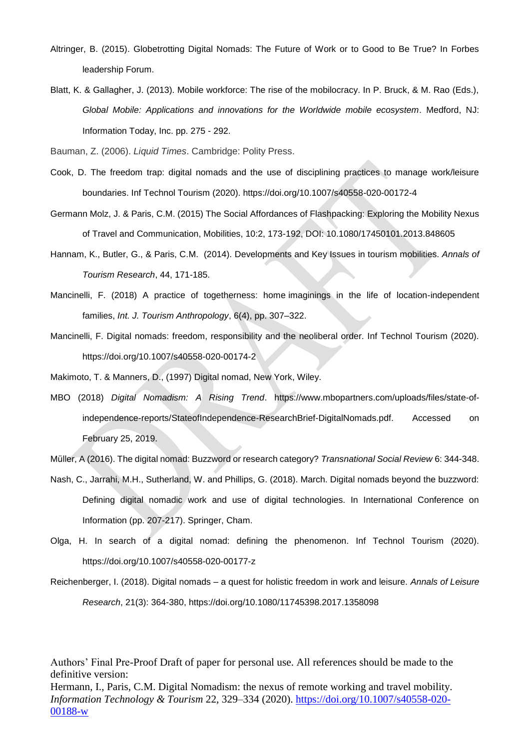Altringer, B. (2015). Globetrotting Digital Nomads: The Future of Work or to Good to Be True? In Forbes leadership Forum.

Blatt, K. & Gallagher, J. (2013). Mobile workforce: The rise of the mobilocracy. In P. Bruck, & M. Rao (Eds.), *Global Mobile: Applications and innovations for the Worldwide mobile ecosystem*. Medford, NJ: Information Today, Inc. pp. 275 - 292.

Bauman, Z. (2006). *Liquid Times*. Cambridge: Polity Press.

Cook, D. The freedom trap: digital nomads and the use of disciplining practices to manage work/leisure boundaries. Inf Technol Tourism (2020). https://doi.org/10.1007/s40558-020-00172-4

Germann Molz, J. & Paris, C.M. (2015) The Social Affordances of Flashpacking: Exploring the Mobility Nexus of Travel and Communication, Mobilities, 10:2, 173-192, DOI: 10.1080/17450101.2013.848605

Hannam, K., Butler, G., & Paris, C.M. (2014). Developments and Key Issues in tourism mobilities. *Annals of Tourism Research*, 44, 171-185.

Mancinelli, F. (2018) A practice of togetherness: home imaginings in the life of location-independent families, *Int. J. Tourism Anthropology*, 6(4), pp. 307–322.

Mancinelli, F. Digital nomads: freedom, responsibility and the neoliberal order. Inf Technol Tourism (2020). https://doi.org/10.1007/s40558-020-00174-2

Makimoto, T. & Manners, D., (1997) Digital nomad, New York, Wiley.

MBO (2018) *Digital Nomadism: A Rising Trend*. https://www.mbopartners.com/uploads/files/state-of-independence-reports/StateofIndependence-ResearchBrief-DigitalNomads.pdf. Accessed on February 25, 2019.

Müller, A (2016). The digital nomad: Buzzword or research category? *Transnational Social Review* 6: 344-348.

Nash, C., Jarrahi, M.H., Sutherland, W. and Phillips, G. (2018). March. Digital nomads beyond the buzzword: Defining digital nomadic work and use of digital technologies. In International Conference on Information (pp. 207-217). Springer, Cham.

Olga, H. In search of a digital nomad: defining the phenomenon. Inf Technol Tourism (2020). https://doi.org/10.1007/s40558-020-00177-z

Reichenberger, I. (2018). Digital nomads – a quest for holistic freedom in work and leisure. *Annals of Leisure Research*, 21(3): 364-380, https://doi.org/10.1080/11745398.2017.1358098

Authors' Final Pre-Proof Draft of paper for personal use. All references should be made to the definitive version:
Hermann, I., Paris, C.M. Digital Nomadism: the nexus of remote working and travel mobility. *Information Technology & Tourism* 22, 329–334 (2020). https://doi.org/10.1007/s40558-020-00188-w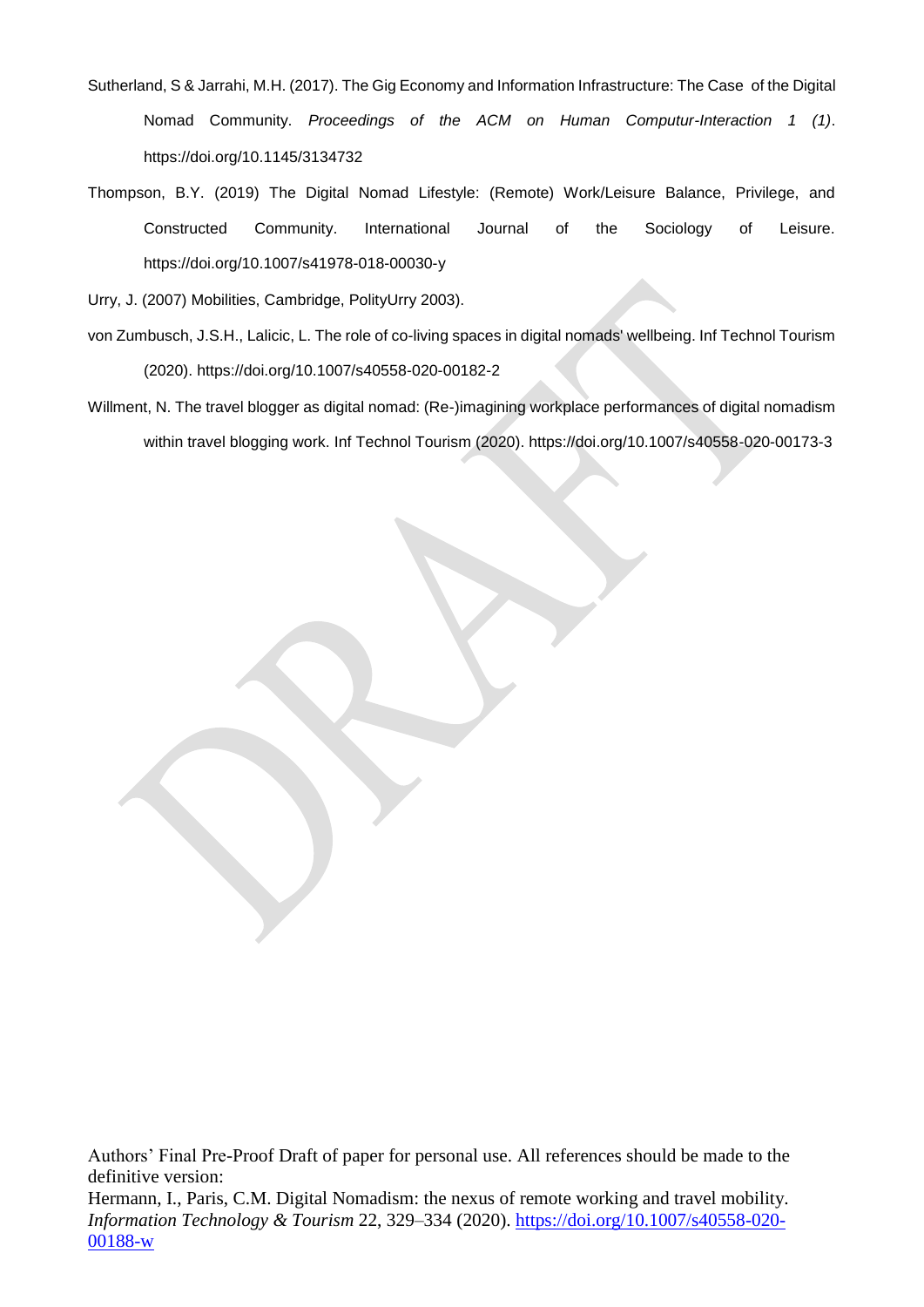Sutherland, S & Jarrahi, M.H. (2017). The Gig Economy and Information Infrastructure: The Case of the Digital Nomad Community. *Proceedings of the ACM on Human Computur-Interaction 1 (1)*. https://doi.org/10.1145/3134732

Thompson, B.Y. (2019) The Digital Nomad Lifestyle: (Remote) Work/Leisure Balance, Privilege, and Constructed Community. International Journal of the Sociology of Leisure. https://doi.org/10.1007/s41978-018-00030-y

Urry, J. (2007) Mobilities, Cambridge, PolityUrry 2003).

von Zumbusch, J.S.H., Lalicic, L. The role of co-living spaces in digital nomads' wellbeing. Inf Technol Tourism (2020). https://doi.org/10.1007/s40558-020-00182-2

Willment, N. The travel blogger as digital nomad: (Re-)imagining workplace performances of digital nomadism within travel blogging work. Inf Technol Tourism (2020). https://doi.org/10.1007/s40558-020-00173-3

Authors' Final Pre-Proof Draft of paper for personal use. All references should be made to the definitive version:
Hermann, I., Paris, C.M. Digital Nomadism: the nexus of remote working and travel mobility. *Information Technology & Tourism* 22, 329–334 (2020). https://doi.org/10.1007/s40558-020-00188-w